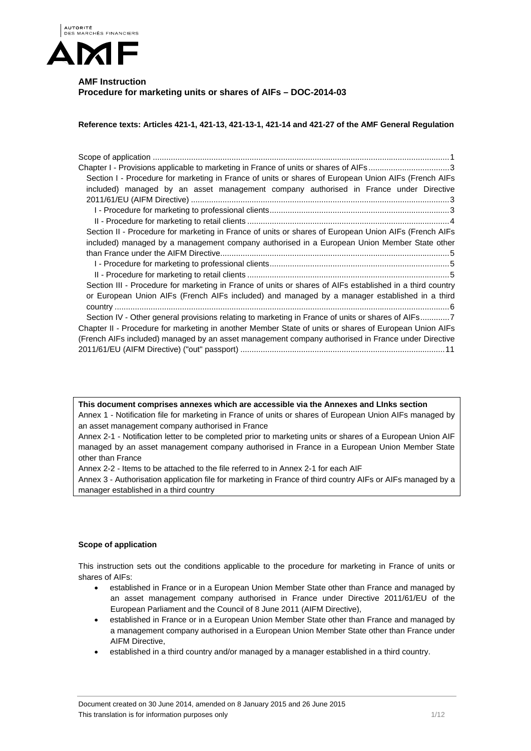**AMF Instruction**
**Procedure for marketing units or shares of AIFs – DOC-2014-03**

**Reference texts: Articles 421-1, 421-13, 421-13-1, 421-14 and 421-27 of the AMF General Regulation**

Scope of application ... 1
Chapter I - Provisions applicable to marketing in France of units or shares of AIFs ... 3
Section I - Procedure for marketing in France of units or shares of European Union AIFs (French AIFs included) managed by an asset management company authorised in France under Directive 2011/61/EU (AIFM Directive) ... 3
I - Procedure for marketing to professional clients ... 3
II - Procedure for marketing to retail clients ... 4
Section II - Procedure for marketing in France of units or shares of European Union AIFs (French AIFs included) managed by a management company authorised in a European Union Member State other than France under the AIFM Directive ... 5
I - Procedure for marketing to professional clients ... 5
II - Procedure for marketing to retail clients ... 5
Section III - Procedure for marketing in France of units or shares of AIFs established in a third country or European Union AIFs (French AIFs included) and managed by a manager established in a third country ... 6
Section IV - Other general provisions relating to marketing in France of units or shares of AIFs ... 7
Chapter II - Procedure for marketing in another Member State of units or shares of European Union AIFs (French AIFs included) managed by an asset management company authorised in France under Directive 2011/61/EU (AIFM Directive) ("out" passport) ... 11

**This document comprises annexes which are accessible via the Annexes and LInks section**
Annex 1 - Notification file for marketing in France of units or shares of European Union AIFs managed by an asset management company authorised in France
Annex 2-1 - Notification letter to be completed prior to marketing units or shares of a European Union AIF managed by an asset management company authorised in France in a European Union Member State other than France
Annex 2-2 - Items to be attached to the file referred to in Annex 2-1 for each AIF
Annex 3 - Authorisation application file for marketing in France of third country AIFs or AIFs managed by a manager established in a third country

## Scope of application

This instruction sets out the conditions applicable to the procedure for marketing in France of units or shares of AIFs:

- established in France or in a European Union Member State other than France and managed by an asset management company authorised in France under Directive 2011/61/EU of the European Parliament and the Council of 8 June 2011 (AIFM Directive),
- established in France or in a European Union Member State other than France and managed by a management company authorised in a European Union Member State other than France under AIFM Directive,
- established in a third country and/or managed by a manager established in a third country.

Document created on 30 June 2014, amended on 8 January 2015 and 26 June 2015
This translation is for information purposes only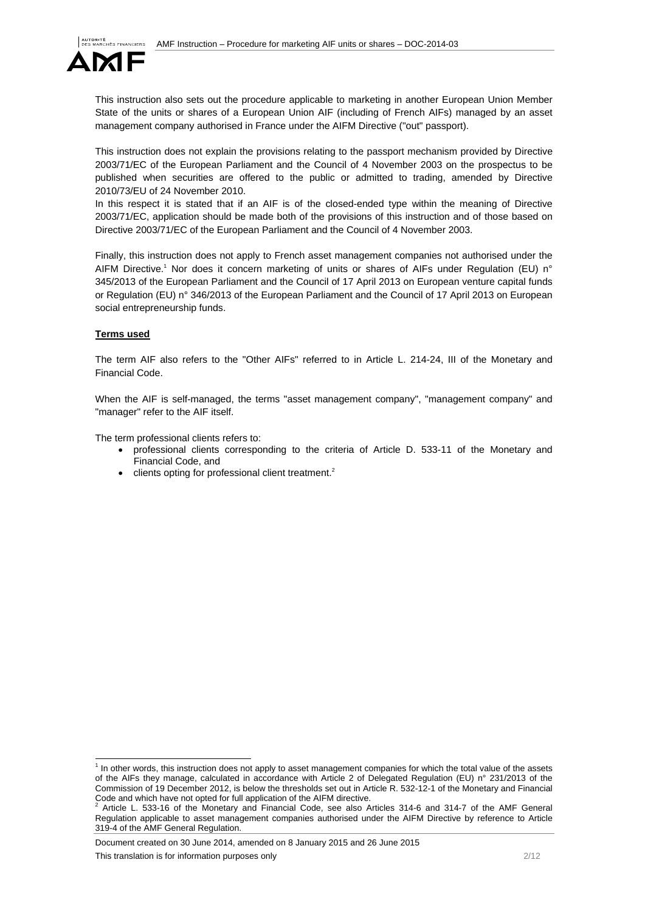This instruction also sets out the procedure applicable to marketing in another European Union Member State of the units or shares of a European Union AIF (including of French AIFs) managed by an asset management company authorised in France under the AIFM Directive ("out" passport).

This instruction does not explain the provisions relating to the passport mechanism provided by Directive 2003/71/EC of the European Parliament and the Council of 4 November 2003 on the prospectus to be published when securities are offered to the public or admitted to trading, amended by Directive 2010/73/EU of 24 November 2010.
In this respect it is stated that if an AIF is of the closed-ended type within the meaning of Directive 2003/71/EC, application should be made both of the provisions of this instruction and of those based on Directive 2003/71/EC of the European Parliament and the Council of 4 November 2003.

Finally, this instruction does not apply to French asset management companies not authorised under the AIFM Directive.[1] Nor does it concern marketing of units or shares of AIFs under Regulation (EU) n° 345/2013 of the European Parliament and the Council of 17 April 2013 on European venture capital funds or Regulation (EU) n° 346/2013 of the European Parliament and the Council of 17 April 2013 on European social entrepreneurship funds.

**Terms used**

The term AIF also refers to the "Other AIFs" referred to in Article L. 214-24, III of the Monetary and Financial Code.

When the AIF is self-managed, the terms "asset management company", "management company" and "manager" refer to the AIF itself.

The term professional clients refers to:

- professional clients corresponding to the criteria of Article D. 533-11 of the Monetary and Financial Code, and
- clients opting for professional client treatment.[2]

---

[1] In other words, this instruction does not apply to asset management companies for which the total value of the assets of the AIFs they manage, calculated in accordance with Article 2 of Delegated Regulation (EU) n° 231/2013 of the Commission of 19 December 2012, is below the thresholds set out in Article R. 532-12-1 of the Monetary and Financial Code and which have not opted for full application of the AIFM directive.

[2] Article L. 533-16 of the Monetary and Financial Code, see also Articles 314-6 and 314-7 of the AMF General Regulation applicable to asset management companies authorised under the AIFM Directive by reference to Article 319-4 of the AMF General Regulation.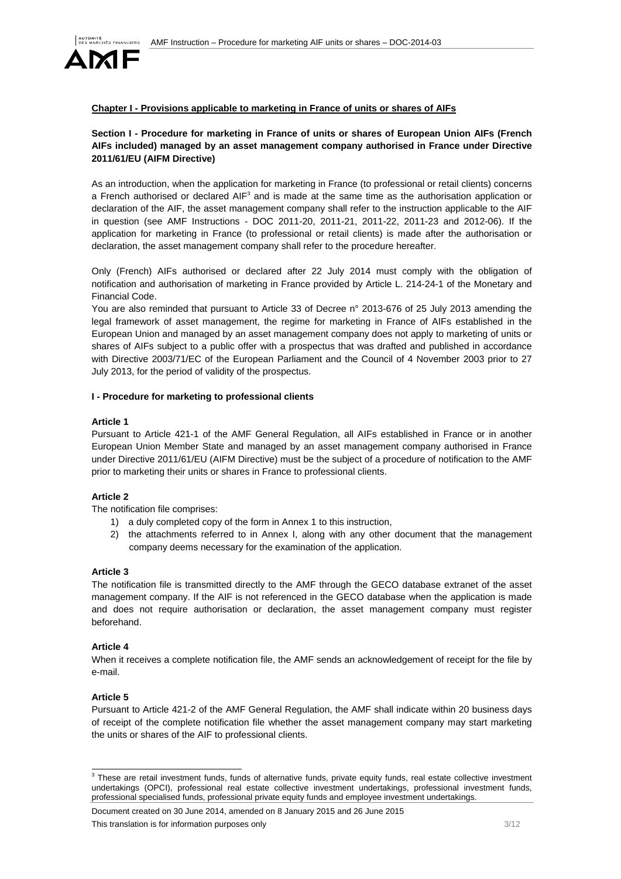**Chapter I - Provisions applicable to marketing in France of units or shares of AIFs**

**Section I - Procedure for marketing in France of units or shares of European Union AIFs (French AIFs included) managed by an asset management company authorised in France under Directive 2011/61/EU (AIFM Directive)**

As an introduction, when the application for marketing in France (to professional or retail clients) concerns a French authorised or declared AIF[3] and is made at the same time as the authorisation application or declaration of the AIF, the asset management company shall refer to the instruction applicable to the AIF in question (see AMF Instructions - DOC 2011-20, 2011-21, 2011-22, 2011-23 and 2012-06). If the application for marketing in France (professional or retail clients) is made after the authorisation or declaration, the asset management company shall refer to the procedure hereafter.

Only (French) AIFs authorised or declared after 22 July 2014 must comply with the obligation of notification and authorisation of marketing in France provided by Article L. 214-24-1 of the Monetary and Financial Code.

You are also reminded that pursuant to Article 33 of Decree n° 2013-676 of 25 July 2013 amending the legal framework of asset management, the regime for marketing in France of AIFs established in the European Union and managed by an asset management company does not apply to marketing of units or shares of AIFs subject to a public offer with a prospectus that was drafted and published in accordance with Directive 2003/71/EC of the European Parliament and the Council of 4 November 2003 prior to 27 July 2013, for the period of validity of the prospectus.

**I - Procedure for marketing to professional clients**

**Article 1**

Pursuant to Article 421-1 of the AMF General Regulation, all AIFs established in France or in another European Union Member State and managed by an asset management company authorised in France under Directive 2011/61/EU (AIFM Directive) must be the subject of a procedure of notification to the AMF prior to marketing their units or shares in France to professional clients.

**Article 2**

The notification file comprises:

1) a duly completed copy of the form in Annex 1 to this instruction,
2) the attachments referred to in Annex I, along with any other document that the management company deems necessary for the examination of the application.

**Article 3**

The notification file is transmitted directly to the AMF through the GECO database extranet of the asset management company. If the AIF is not referenced in the GECO database when the application is made and does not require authorisation or declaration, the asset management company must register beforehand.

**Article 4**

When it receives a complete notification file, the AMF sends an acknowledgement of receipt for the file by e-mail.

**Article 5**

Pursuant to Article 421-2 of the AMF General Regulation, the AMF shall indicate within 20 business days of receipt of the complete notification file whether the asset management company may start marketing the units or shares of the AIF to professional clients.

[3] These are retail investment funds, funds of alternative funds, private equity funds, real estate collective investment undertakings (OPCI), professional real estate collective investment undertakings, professional investment funds, professional specialised funds, professional private equity funds and employee investment undertakings.

Document created on 30 June 2014, amended on 8 January 2015 and 26 June 2015

This translation is for information purposes only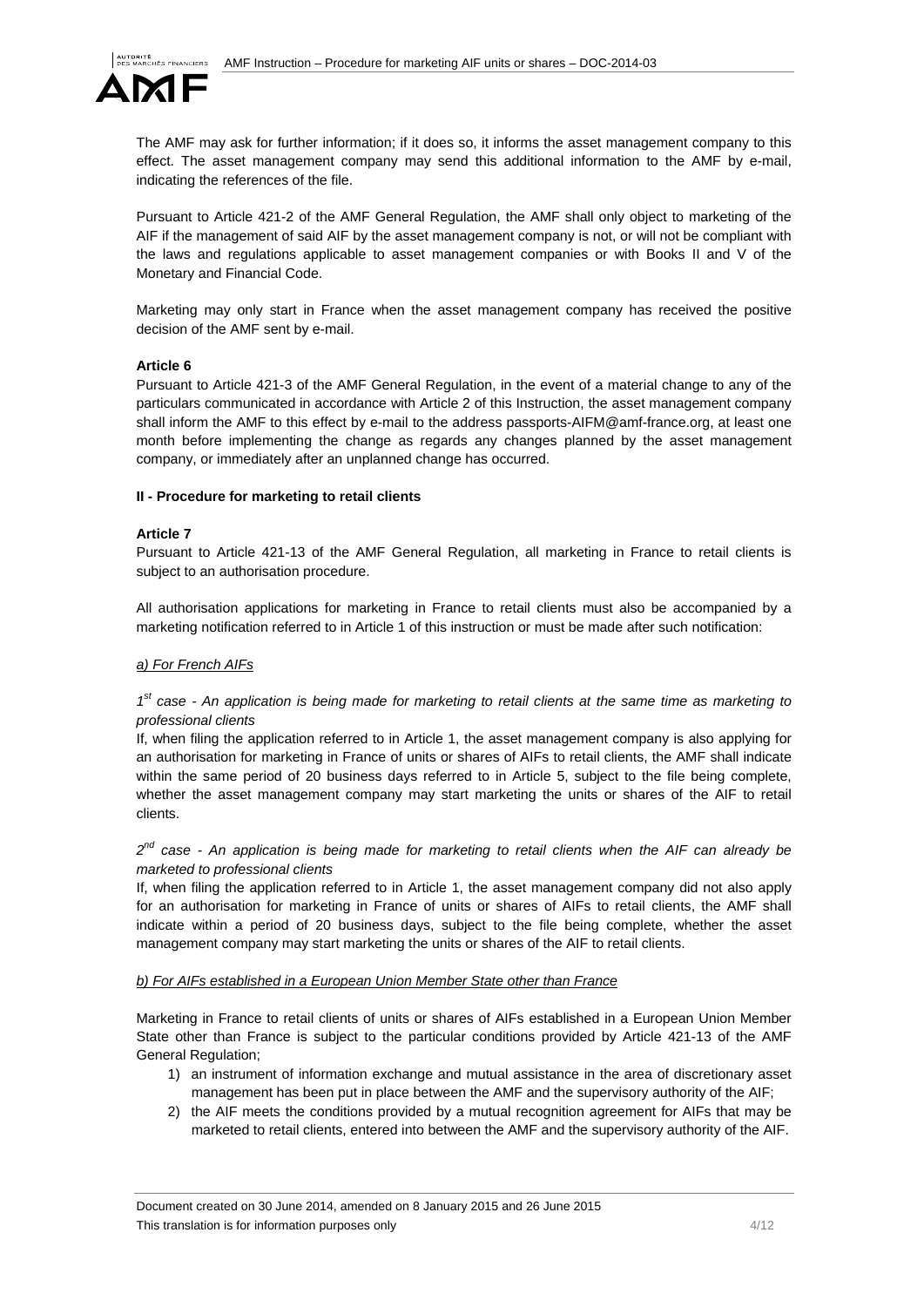The AMF may ask for further information; if it does so, it informs the asset management company to this effect. The asset management company may send this additional information to the AMF by e-mail, indicating the references of the file.

Pursuant to Article 421-2 of the AMF General Regulation, the AMF shall only object to marketing of the AIF if the management of said AIF by the asset management company is not, or will not be compliant with the laws and regulations applicable to asset management companies or with Books II and V of the Monetary and Financial Code.

Marketing may only start in France when the asset management company has received the positive decision of the AMF sent by e-mail.

**Article 6**

Pursuant to Article 421-3 of the AMF General Regulation, in the event of a material change to any of the particulars communicated in accordance with Article 2 of this Instruction, the asset management company shall inform the AMF to this effect by e-mail to the address passports-AIFM@amf-france.org, at least one month before implementing the change as regards any changes planned by the asset management company, or immediately after an unplanned change has occurred.

**II - Procedure for marketing to retail clients**

**Article 7**

Pursuant to Article 421-13 of the AMF General Regulation, all marketing in France to retail clients is subject to an authorisation procedure.

All authorisation applications for marketing in France to retail clients must also be accompanied by a marketing notification referred to in Article 1 of this instruction or must be made after such notification:

*a) For French AIFs*

*1st case - An application is being made for marketing to retail clients at the same time as marketing to professional clients*

If, when filing the application referred to in Article 1, the asset management company is also applying for an authorisation for marketing in France of units or shares of AIFs to retail clients, the AMF shall indicate within the same period of 20 business days referred to in Article 5, subject to the file being complete, whether the asset management company may start marketing the units or shares of the AIF to retail clients.

*2nd case - An application is being made for marketing to retail clients when the AIF can already be marketed to professional clients*

If, when filing the application referred to in Article 1, the asset management company did not also apply for an authorisation for marketing in France of units or shares of AIFs to retail clients, the AMF shall indicate within a period of 20 business days, subject to the file being complete, whether the asset management company may start marketing the units or shares of the AIF to retail clients.

*b) For AIFs established in a European Union Member State other than France*

Marketing in France to retail clients of units or shares of AIFs established in a European Union Member State other than France is subject to the particular conditions provided by Article 421-13 of the AMF General Regulation;

1) an instrument of information exchange and mutual assistance in the area of discretionary asset management has been put in place between the AMF and the supervisory authority of the AIF;
2) the AIF meets the conditions provided by a mutual recognition agreement for AIFs that may be marketed to retail clients, entered into between the AMF and the supervisory authority of the AIF.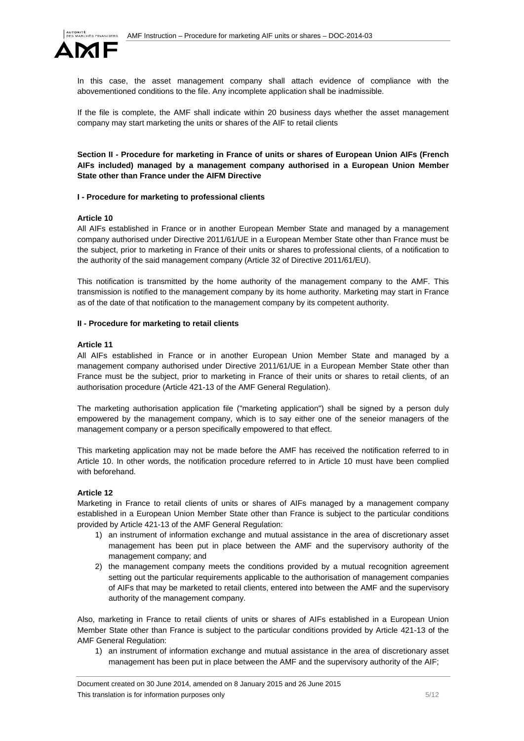In this case, the asset management company shall attach evidence of compliance with the abovementioned conditions to the file. Any incomplete application shall be inadmissible.

If the file is complete, the AMF shall indicate within 20 business days whether the asset management company may start marketing the units or shares of the AIF to retail clients

**Section II - Procedure for marketing in France of units or shares of European Union AIFs (French AIFs included) managed by a management company authorised in a European Union Member State other than France under the AIFM Directive**

**I - Procedure for marketing to professional clients**

**Article 10**

All AIFs established in France or in another European Member State and managed by a management company authorised under Directive 2011/61/UE in a European Member State other than France must be the subject, prior to marketing in France of their units or shares to professional clients, of a notification to the authority of the said management company (Article 32 of Directive 2011/61/EU).

This notification is transmitted by the home authority of the management company to the AMF. This transmission is notified to the management company by its home authority. Marketing may start in France as of the date of that notification to the management company by its competent authority.

**II - Procedure for marketing to retail clients**

**Article 11**

All AIFs established in France or in another European Union Member State and managed by a management company authorised under Directive 2011/61/UE in a European Member State other than France must be the subject, prior to marketing in France of their units or shares to retail clients, of an authorisation procedure (Article 421-13 of the AMF General Regulation).

The marketing authorisation application file ("marketing application") shall be signed by a person duly empowered by the management company, which is to say either one of the seneior managers of the management company or a person specifically empowered to that effect.

This marketing application may not be made before the AMF has received the notification referred to in Article 10. In other words, the notification procedure referred to in Article 10 must have been complied with beforehand.

**Article 12**

Marketing in France to retail clients of units or shares of AIFs managed by a management company established in a European Union Member State other than France is subject to the particular conditions provided by Article 421-13 of the AMF General Regulation:

1) an instrument of information exchange and mutual assistance in the area of discretionary asset management has been put in place between the AMF and the supervisory authority of the management company; and
2) the management company meets the conditions provided by a mutual recognition agreement setting out the particular requirements applicable to the authorisation of management companies of AIFs that may be marketed to retail clients, entered into between the AMF and the supervisory authority of the management company.

Also, marketing in France to retail clients of units or shares of AIFs established in a European Union Member State other than France is subject to the particular conditions provided by Article 421-13 of the AMF General Regulation:

1) an instrument of information exchange and mutual assistance in the area of discretionary asset management has been put in place between the AMF and the supervisory authority of the AIF;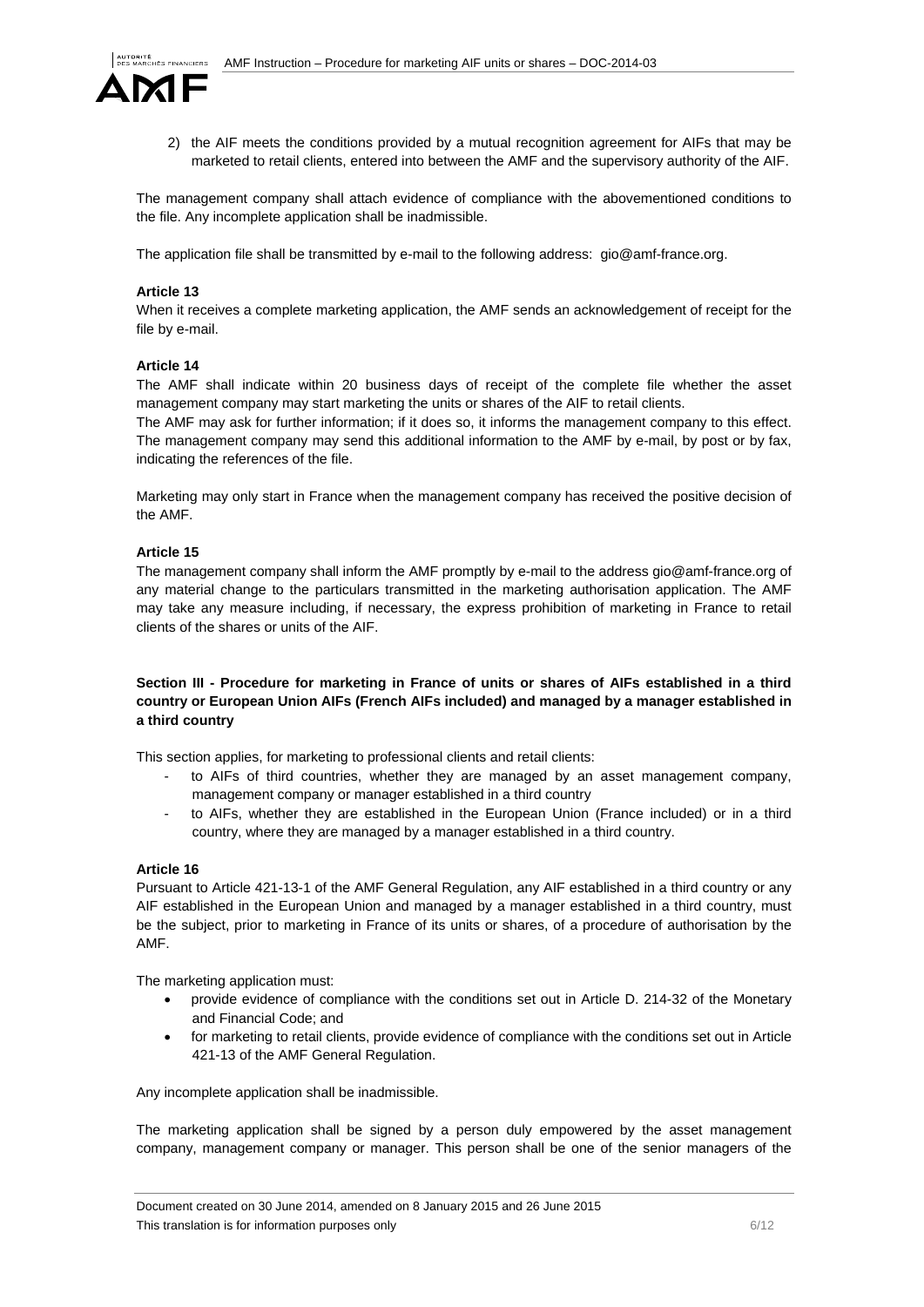2) the AIF meets the conditions provided by a mutual recognition agreement for AIFs that may be marketed to retail clients, entered into between the AMF and the supervisory authority of the AIF.

The management company shall attach evidence of compliance with the abovementioned conditions to the file. Any incomplete application shall be inadmissible.

The application file shall be transmitted by e-mail to the following address: gio@amf-france.org.

**Article 13**

When it receives a complete marketing application, the AMF sends an acknowledgement of receipt for the file by e-mail.

**Article 14**

The AMF shall indicate within 20 business days of receipt of the complete file whether the asset management company may start marketing the units or shares of the AIF to retail clients.

The AMF may ask for further information; if it does so, it informs the management company to this effect. The management company may send this additional information to the AMF by e-mail, by post or by fax, indicating the references of the file.

Marketing may only start in France when the management company has received the positive decision of the AMF.

**Article 15**

The management company shall inform the AMF promptly by e-mail to the address gio@amf-france.org of any material change to the particulars transmitted in the marketing authorisation application. The AMF may take any measure including, if necessary, the express prohibition of marketing in France to retail clients of the shares or units of the AIF.

**Section III - Procedure for marketing in France of units or shares of AIFs established in a third country or European Union AIFs (French AIFs included) and managed by a manager established in a third country**

This section applies, for marketing to professional clients and retail clients:

- to AIFs of third countries, whether they are managed by an asset management company, management company or manager established in a third country
- to AIFs, whether they are established in the European Union (France included) or in a third country, where they are managed by a manager established in a third country.

**Article 16**

Pursuant to Article 421-13-1 of the AMF General Regulation, any AIF established in a third country or any AIF established in the European Union and managed by a manager established in a third country, must be the subject, prior to marketing in France of its units or shares, of a procedure of authorisation by the AMF.

The marketing application must:

- provide evidence of compliance with the conditions set out in Article D. 214-32 of the Monetary and Financial Code; and
- for marketing to retail clients, provide evidence of compliance with the conditions set out in Article 421-13 of the AMF General Regulation.

Any incomplete application shall be inadmissible.

The marketing application shall be signed by a person duly empowered by the asset management company, management company or manager. This person shall be one of the senior managers of the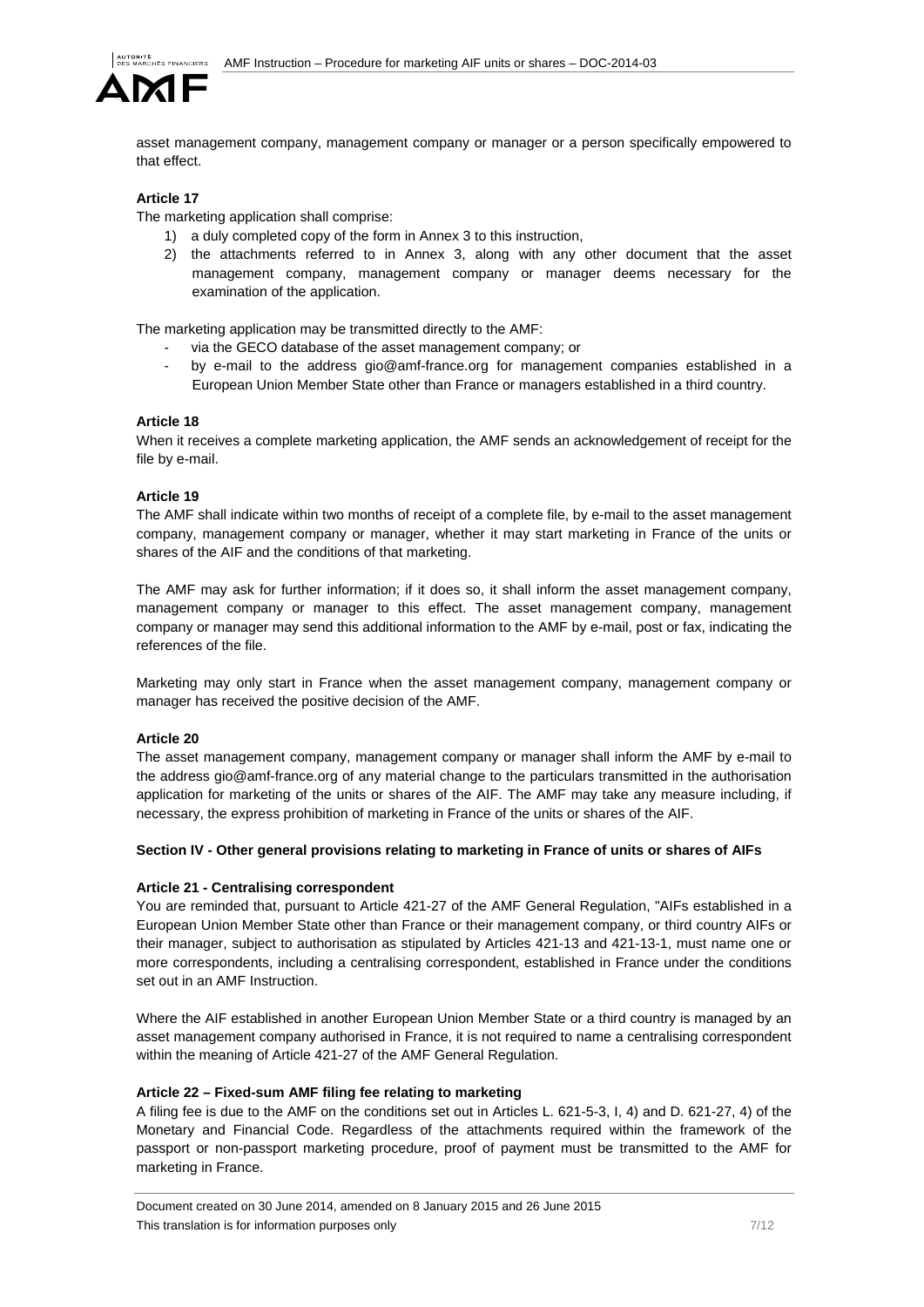asset management company, management company or manager or a person specifically empowered to that effect.

**Article 17**

The marketing application shall comprise:

1) a duly completed copy of the form in Annex 3 to this instruction,
2) the attachments referred to in Annex 3, along with any other document that the asset management company, management company or manager deems necessary for the examination of the application.

The marketing application may be transmitted directly to the AMF:

- via the GECO database of the asset management company; or
- by e-mail to the address gio@amf-france.org for management companies established in a European Union Member State other than France or managers established in a third country.

**Article 18**

When it receives a complete marketing application, the AMF sends an acknowledgement of receipt for the file by e-mail.

**Article 19**

The AMF shall indicate within two months of receipt of a complete file, by e-mail to the asset management company, management company or manager, whether it may start marketing in France of the units or shares of the AIF and the conditions of that marketing.

The AMF may ask for further information; if it does so, it shall inform the asset management company, management company or manager to this effect. The asset management company, management company or manager may send this additional information to the AMF by e-mail, post or fax, indicating the references of the file.

Marketing may only start in France when the asset management company, management company or manager has received the positive decision of the AMF.

**Article 20**

The asset management company, management company or manager shall inform the AMF by e-mail to the address gio@amf-france.org of any material change to the particulars transmitted in the authorisation application for marketing of the units or shares of the AIF. The AMF may take any measure including, if necessary, the express prohibition of marketing in France of the units or shares of the AIF.

**Section IV - Other general provisions relating to marketing in France of units or shares of AIFs**

**Article 21 - Centralising correspondent**

You are reminded that, pursuant to Article 421-27 of the AMF General Regulation, "AIFs established in a European Union Member State other than France or their management company, or third country AIFs or their manager, subject to authorisation as stipulated by Articles 421-13 and 421-13-1, must name one or more correspondents, including a centralising correspondent, established in France under the conditions set out in an AMF Instruction.

Where the AIF established in another European Union Member State or a third country is managed by an asset management company authorised in France, it is not required to name a centralising correspondent within the meaning of Article 421-27 of the AMF General Regulation.

**Article 22 – Fixed-sum AMF filing fee relating to marketing**

A filing fee is due to the AMF on the conditions set out in Articles L. 621-5-3, I, 4) and D. 621-27, 4) of the Monetary and Financial Code. Regardless of the attachments required within the framework of the passport or non-passport marketing procedure, proof of payment must be transmitted to the AMF for marketing in France.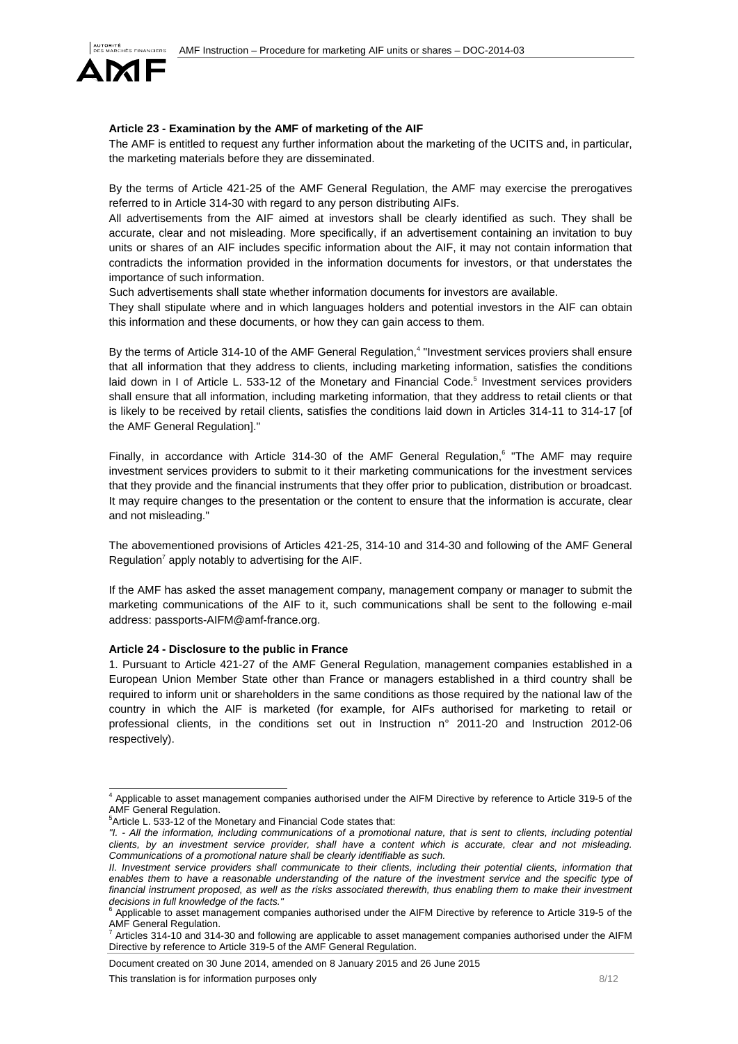**Article 23 - Examination by the AMF of marketing of the AIF**

The AMF is entitled to request any further information about the marketing of the UCITS and, in particular, the marketing materials before they are disseminated.

By the terms of Article 421-25 of the AMF General Regulation, the AMF may exercise the prerogatives referred to in Article 314-30 with regard to any person distributing AIFs.

All advertisements from the AIF aimed at investors shall be clearly identified as such. They shall be accurate, clear and not misleading. More specifically, if an advertisement containing an invitation to buy units or shares of an AIF includes specific information about the AIF, it may not contain information that contradicts the information provided in the information documents for investors, or that understates the importance of such information.

Such advertisements shall state whether information documents for investors are available.

They shall stipulate where and in which languages holders and potential investors in the AIF can obtain this information and these documents, or how they can gain access to them.

By the terms of Article 314-10 of the AMF General Regulation,[4] "Investment services proviers shall ensure that all information that they address to clients, including marketing information, satisfies the conditions laid down in I of Article L. 533-12 of the Monetary and Financial Code.[5] Investment services providers shall ensure that all information, including marketing information, that they address to retail clients or that is likely to be received by retail clients, satisfies the conditions laid down in Articles 314-11 to 314-17 [of the AMF General Regulation]."

Finally, in accordance with Article 314-30 of the AMF General Regulation,[6] "The AMF may require investment services providers to submit to it their marketing communications for the investment services that they provide and the financial instruments that they offer prior to publication, distribution or broadcast. It may require changes to the presentation or the content to ensure that the information is accurate, clear and not misleading."

The abovementioned provisions of Articles 421-25, 314-10 and 314-30 and following of the AMF General Regulation[7] apply notably to advertising for the AIF.

If the AMF has asked the asset management company, management company or manager to submit the marketing communications of the AIF to it, such communications shall be sent to the following e-mail address: passports-AIFM@amf-france.org.

**Article 24 - Disclosure to the public in France**

1. Pursuant to Article 421-27 of the AMF General Regulation, management companies established in a European Union Member State other than France or managers established in a third country shall be required to inform unit or shareholders in the same conditions as those required by the national law of the country in which the AIF is marketed (for example, for AIFs authorised for marketing to retail or professional clients, in the conditions set out in Instruction n° 2011-20 and Instruction 2012-06 respectively).

---

[4] Applicable to asset management companies authorised under the AIFM Directive by reference to Article 319-5 of the AMF General Regulation.

[5] Article L. 533-12 of the Monetary and Financial Code states that:

*"I. - All the information, including communications of a promotional nature, that is sent to clients, including potential clients, by an investment service provider, shall have a content which is accurate, clear and not misleading. Communications of a promotional nature shall be clearly identifiable as such.*

*II. Investment service providers shall communicate to their clients, including their potential clients, information that enables them to have a reasonable understanding of the nature of the investment service and the specific type of financial instrument proposed, as well as the risks associated therewith, thus enabling them to make their investment decisions in full knowledge of the facts."*

[6] Applicable to asset management companies authorised under the AIFM Directive by reference to Article 319-5 of the AMF General Regulation.

[7] Articles 314-10 and 314-30 and following are applicable to asset management companies authorised under the AIFM Directive by reference to Article 319-5 of the AMF General Regulation.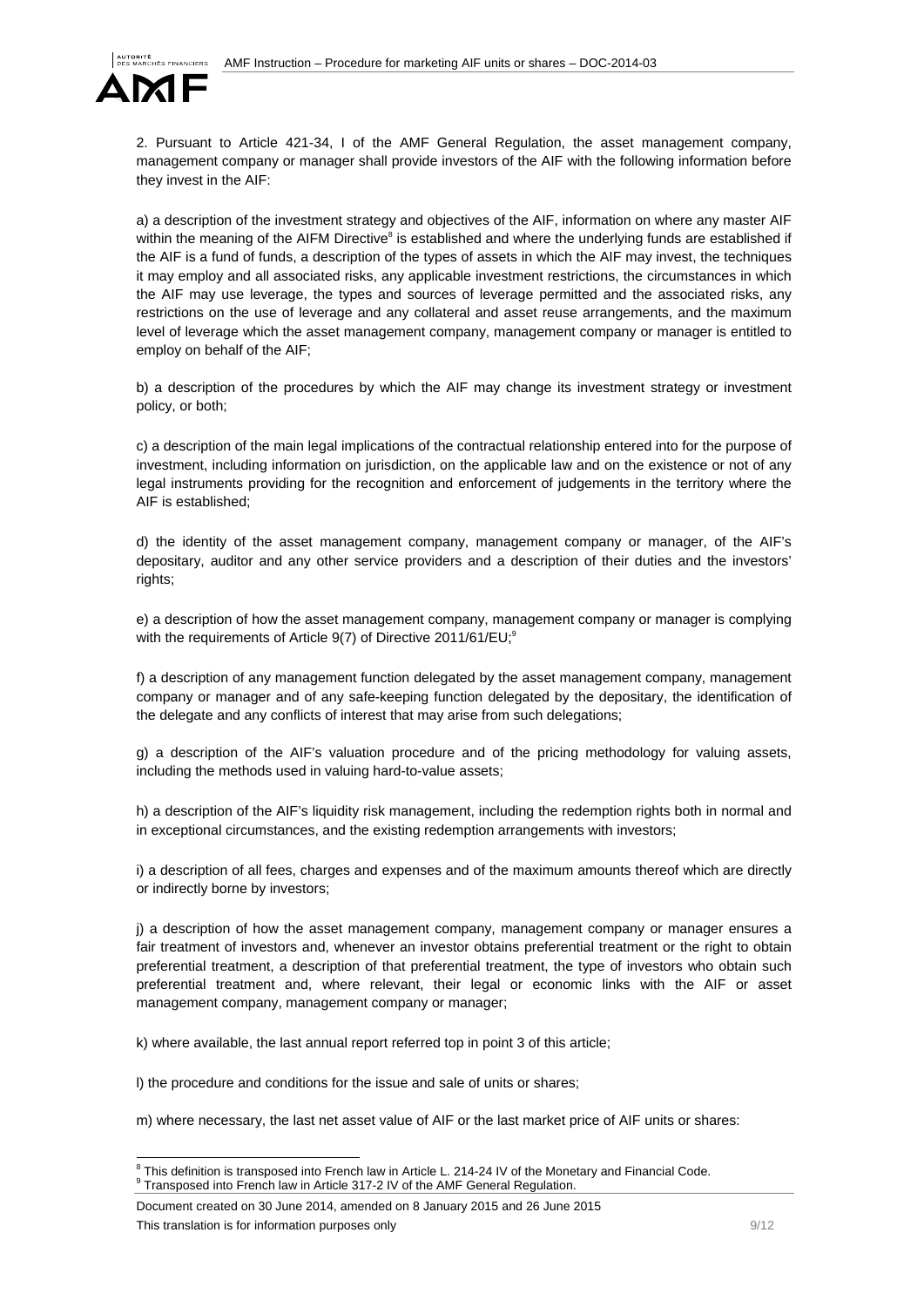2. Pursuant to Article 421-34, I of the AMF General Regulation, the asset management company, management company or manager shall provide investors of the AIF with the following information before they invest in the AIF:

a) a description of the investment strategy and objectives of the AIF, information on where any master AIF within the meaning of the AIFM Directive[8] is established and where the underlying funds are established if the AIF is a fund of funds, a description of the types of assets in which the AIF may invest, the techniques it may employ and all associated risks, any applicable investment restrictions, the circumstances in which the AIF may use leverage, the types and sources of leverage permitted and the associated risks, any restrictions on the use of leverage and any collateral and asset reuse arrangements, and the maximum level of leverage which the asset management company, management company or manager is entitled to employ on behalf of the AIF;

b) a description of the procedures by which the AIF may change its investment strategy or investment policy, or both;

c) a description of the main legal implications of the contractual relationship entered into for the purpose of investment, including information on jurisdiction, on the applicable law and on the existence or not of any legal instruments providing for the recognition and enforcement of judgements in the territory where the AIF is established;

d) the identity of the asset management company, management company or manager, of the AIF's depositary, auditor and any other service providers and a description of their duties and the investors' rights;

e) a description of how the asset management company, management company or manager is complying with the requirements of Article 9(7) of Directive 2011/61/EU;[9]

f) a description of any management function delegated by the asset management company, management company or manager and of any safe-keeping function delegated by the depositary, the identification of the delegate and any conflicts of interest that may arise from such delegations;

g) a description of the AIF's valuation procedure and of the pricing methodology for valuing assets, including the methods used in valuing hard-to-value assets;

h) a description of the AIF's liquidity risk management, including the redemption rights both in normal and in exceptional circumstances, and the existing redemption arrangements with investors;

i) a description of all fees, charges and expenses and of the maximum amounts thereof which are directly or indirectly borne by investors;

j) a description of how the asset management company, management company or manager ensures a fair treatment of investors and, whenever an investor obtains preferential treatment or the right to obtain preferential treatment, a description of that preferential treatment, the type of investors who obtain such preferential treatment and, where relevant, their legal or economic links with the AIF or asset management company, management company or manager;

k) where available, the last annual report referred top in point 3 of this article;

l) the procedure and conditions for the issue and sale of units or shares;

m) where necessary, the last net asset value of AIF or the last market price of AIF units or shares:

---

[8] This definition is transposed into French law in Article L. 214-24 IV of the Monetary and Financial Code.
[9] Transposed into French law in Article 317-2 IV of the AMF General Regulation.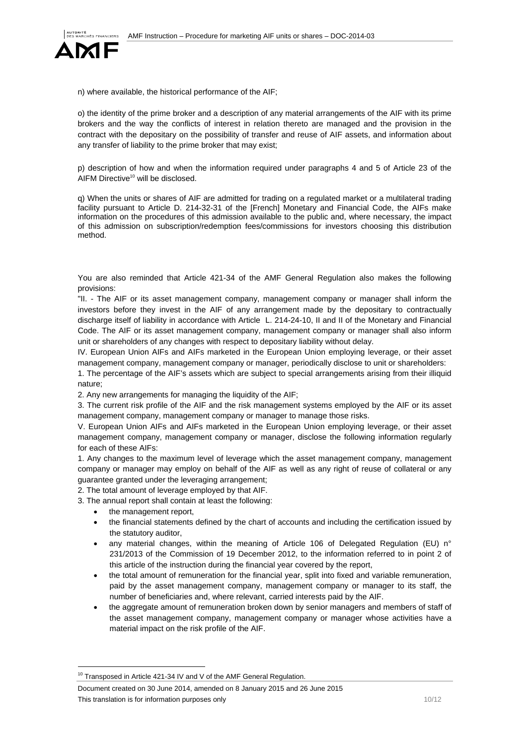n) where available, the historical performance of the AIF;

o) the identity of the prime broker and a description of any material arrangements of the AIF with its prime brokers and the way the conflicts of interest in relation thereto are managed and the provision in the contract with the depositary on the possibility of transfer and reuse of AIF assets, and information about any transfer of liability to the prime broker that may exist;

p) description of how and when the information required under paragraphs 4 and 5 of Article 23 of the AIFM Directive[10] will be disclosed.

q) When the units or shares of AIF are admitted for trading on a regulated market or a multilateral trading facility pursuant to Article D. 214-32-31 of the [French] Monetary and Financial Code, the AIFs make information on the procedures of this admission available to the public and, where necessary, the impact of this admission on subscription/redemption fees/commissions for investors choosing this distribution method.

You are also reminded that Article 421-34 of the AMF General Regulation also makes the following provisions:

"II. - The AIF or its asset management company, management company or manager shall inform the investors before they invest in the AIF of any arrangement made by the depositary to contractually discharge itself of liability in accordance with Article L. 214-24-10, II and II of the Monetary and Financial Code. The AIF or its asset management company, management company or manager shall also inform unit or shareholders of any changes with respect to depositary liability without delay.

IV. European Union AIFs and AIFs marketed in the European Union employing leverage, or their asset management company, management company or manager, periodically disclose to unit or shareholders:

1. The percentage of the AIF's assets which are subject to special arrangements arising from their illiquid nature;

2. Any new arrangements for managing the liquidity of the AIF;

3. The current risk profile of the AIF and the risk management systems employed by the AIF or its asset management company, management company or manager to manage those risks.

V. European Union AIFs and AIFs marketed in the European Union employing leverage, or their asset management company, management company or manager, disclose the following information regularly for each of these AIFs:

1. Any changes to the maximum level of leverage which the asset management company, management company or manager may employ on behalf of the AIF as well as any right of reuse of collateral or any guarantee granted under the leveraging arrangement;

2. The total amount of leverage employed by that AIF.

3. The annual report shall contain at least the following:

- the management report,
- the financial statements defined by the chart of accounts and including the certification issued by the statutory auditor,
- any material changes, within the meaning of Article 106 of Delegated Regulation (EU) n° 231/2013 of the Commission of 19 December 2012, to the information referred to in point 2 of this article of the instruction during the financial year covered by the report,
- the total amount of remuneration for the financial year, split into fixed and variable remuneration, paid by the asset management company, management company or manager to its staff, the number of beneficiaries and, where relevant, carried interests paid by the AIF.
- the aggregate amount of remuneration broken down by senior managers and members of staff of the asset management company, management company or manager whose activities have a material impact on the risk profile of the AIF.

[10] Transposed in Article 421-34 IV and V of the AMF General Regulation.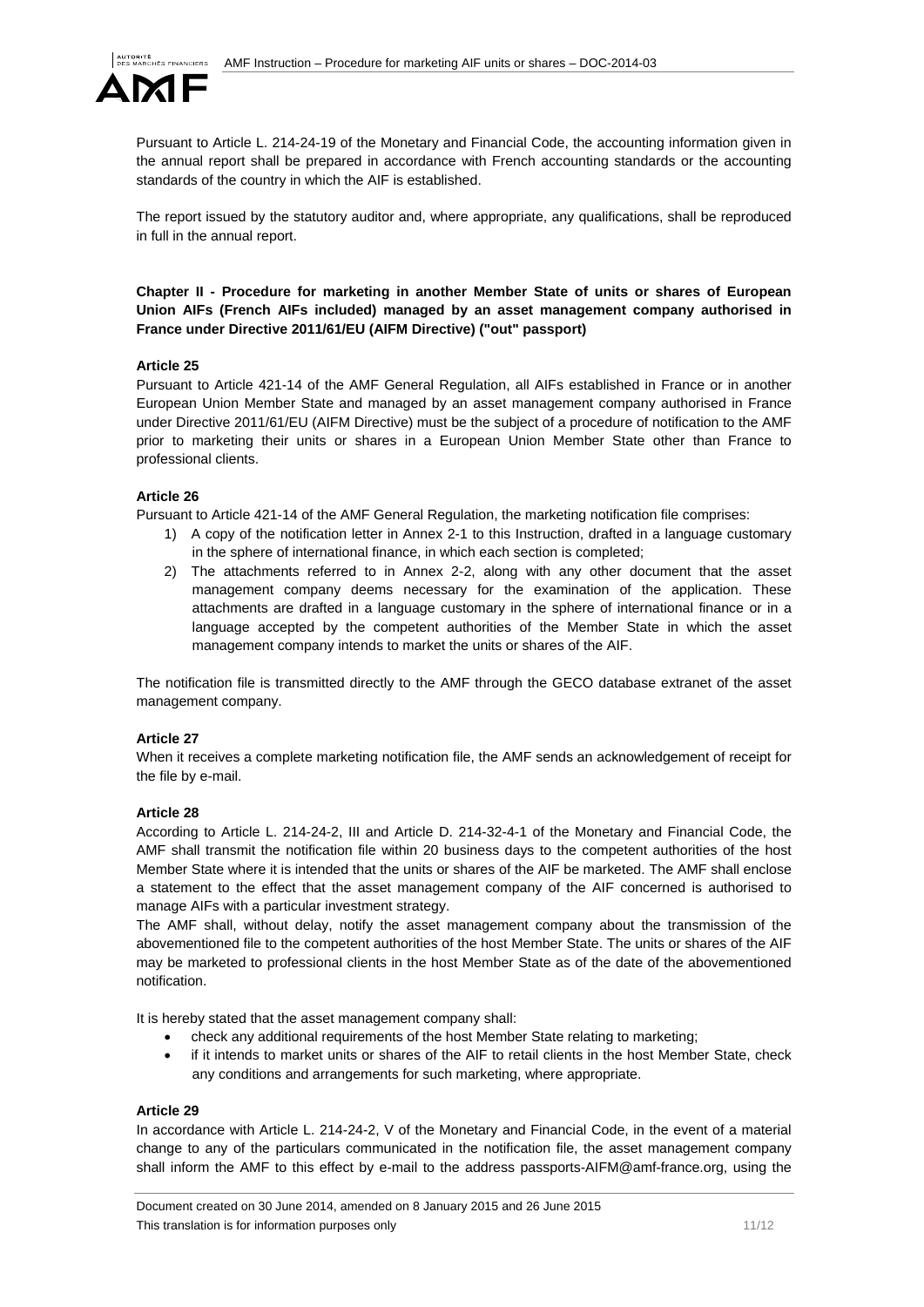Pursuant to Article L. 214-24-19 of the Monetary and Financial Code, the accounting information given in the annual report shall be prepared in accordance with French accounting standards or the accounting standards of the country in which the AIF is established.

The report issued by the statutory auditor and, where appropriate, any qualifications, shall be reproduced in full in the annual report.

## Chapter II - Procedure for marketing in another Member State of units or shares of European Union AIFs (French AIFs included) managed by an asset management company authorised in France under Directive 2011/61/EU (AIFM Directive) ("out" passport)

### Article 25

Pursuant to Article 421-14 of the AMF General Regulation, all AIFs established in France or in another European Union Member State and managed by an asset management company authorised in France under Directive 2011/61/EU (AIFM Directive) must be the subject of a procedure of notification to the AMF prior to marketing their units or shares in a European Union Member State other than France to professional clients.

### Article 26

Pursuant to Article 421-14 of the AMF General Regulation, the marketing notification file comprises:

1) A copy of the notification letter in Annex 2-1 to this Instruction, drafted in a language customary in the sphere of international finance, in which each section is completed;
2) The attachments referred to in Annex 2-2, along with any other document that the asset management company deems necessary for the examination of the application. These attachments are drafted in a language customary in the sphere of international finance or in a language accepted by the competent authorities of the Member State in which the asset management company intends to market the units or shares of the AIF.

The notification file is transmitted directly to the AMF through the GECO database extranet of the asset management company.

### Article 27

When it receives a complete marketing notification file, the AMF sends an acknowledgement of receipt for the file by e-mail.

### Article 28

According to Article L. 214-24-2, III and Article D. 214-32-4-1 of the Monetary and Financial Code, the AMF shall transmit the notification file within 20 business days to the competent authorities of the host Member State where it is intended that the units or shares of the AIF be marketed. The AMF shall enclose a statement to the effect that the asset management company of the AIF concerned is authorised to manage AIFs with a particular investment strategy.

The AMF shall, without delay, notify the asset management company about the transmission of the abovementioned file to the competent authorities of the host Member State. The units or shares of the AIF may be marketed to professional clients in the host Member State as of the date of the abovementioned notification.

It is hereby stated that the asset management company shall:

- check any additional requirements of the host Member State relating to marketing;
- if it intends to market units or shares of the AIF to retail clients in the host Member State, check any conditions and arrangements for such marketing, where appropriate.

### Article 29

In accordance with Article L. 214-24-2, V of the Monetary and Financial Code, in the event of a material change to any of the particulars communicated in the notification file, the asset management company shall inform the AMF to this effect by e-mail to the address passports-AIFM@amf-france.org, using the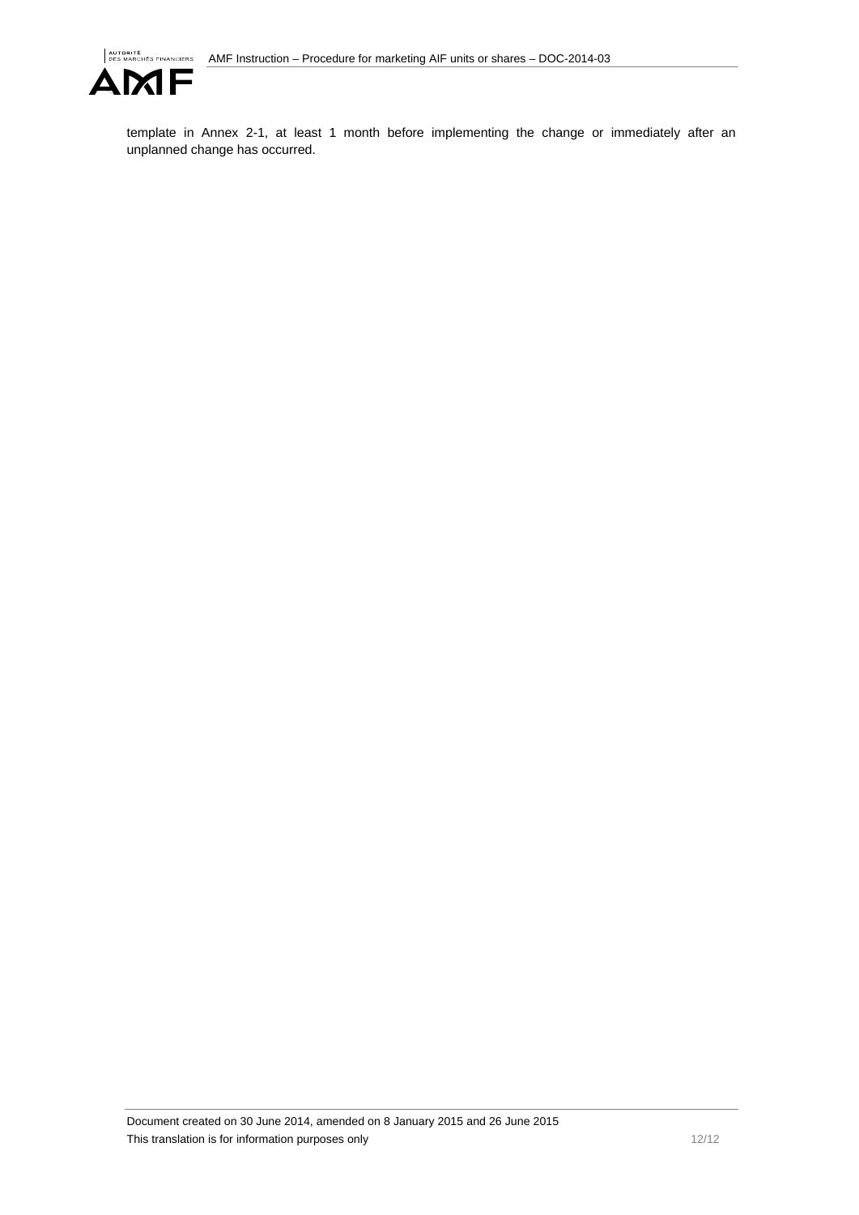template in Annex 2-1, at least 1 month before implementing the change or immediately after an unplanned change has occurred.